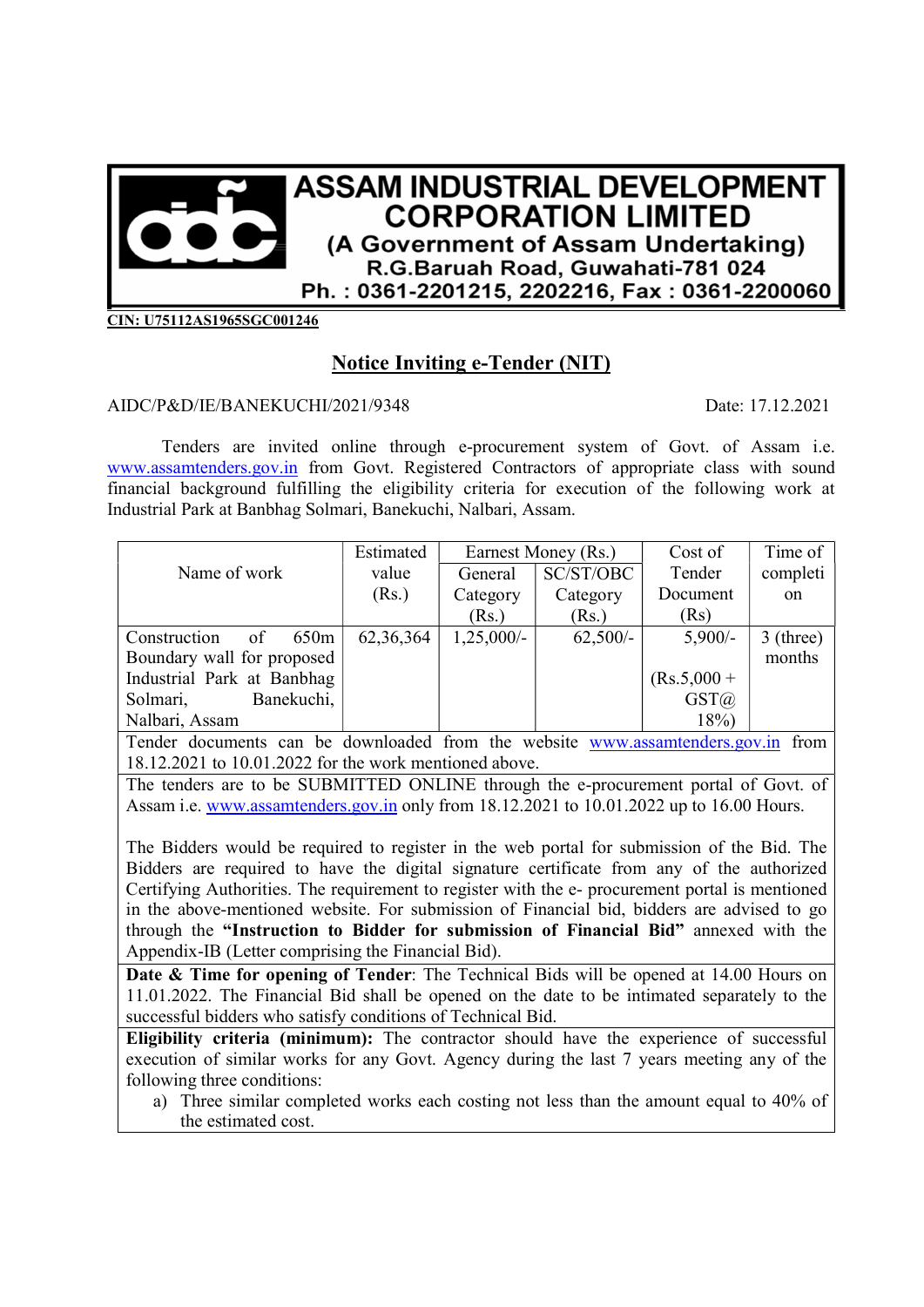# ASSAM INDUSTRIAL DEVELOPMENT CORPORATION LIMITED

**(A Government of Assam Undertaking)**

**R.G.Baruah Road, Guwahati-781 024**

**Ph. : 0361-2201215, 2202216, Fax : 0361-2200060**

**CIN: U75112AS1965SGC001246**

## Notice Inviting e-Tender (NIT)

AIDC/P&D/IE/BANEKUCHI/2021/9348 Date: 17.12.2021

Tenders are invited online through e-procurement system of Govt. of Assam i.e. www.assamtenders.gov.in from Govt. Registered Contractors of appropriate class with sound financial background fulfilling the eligibility criteria for execution of the following work at Industrial Park at Banbhag Solmari, Banekuchi, Nalbari, Assam.

| Name of work | Estimated value (Rs.) | Earnest Money (Rs.) | | Cost of Tender Document (Rs) | Time of completion |
|---|---|---|---|---|---|
| | | General Category (Rs.) | SC/ST/OBC Category (Rs.) | | |
| Construction of 650m Boundary wall for proposed Industrial Park at Banbhag Solmari, Banekuchi, Nalbari, Assam | 62,36,364 | 1,25,000/- | 62,500/- | 5,900/- (Rs.5,000 + GST@ 18%) | 3 (three) months |
| Tender documents can be downloaded from the website www.assamtenders.gov.in from 18.12.2021 to 10.01.2022 for the work mentioned above. | | | | | |
| The tenders are to be SUBMITTED ONLINE through the e-procurement portal of Govt. of Assam i.e. www.assamtenders.gov.in only from 18.12.2021 to 10.01.2022 up to 16.00 Hours.<br><br>The Bidders would be required to register in the web portal for submission of the Bid. The Bidders are required to have the digital signature certificate from any of the authorized Certifying Authorities. The requirement to register with the e- procurement portal is mentioned in the above-mentioned website. For submission of Financial bid, bidders are advised to go through the **"Instruction to Bidder for submission of Financial Bid"** annexed with the Appendix-IB (Letter comprising the Financial Bid). | | | | | |
| **Date & Time for opening of Tender**: The Technical Bids will be opened at 14.00 Hours on 11.01.2022. The Financial Bid shall be opened on the date to be intimated separately to the successful bidders who satisfy conditions of Technical Bid. | | | | | |
| **Eligibility criteria (minimum):** The contractor should have the experience of successful execution of similar works for any Govt. Agency during the last 7 years meeting any of the following three conditions:<br>a) Three similar completed works each costing not less than the amount equal to 40% of the estimated cost. | | | | | |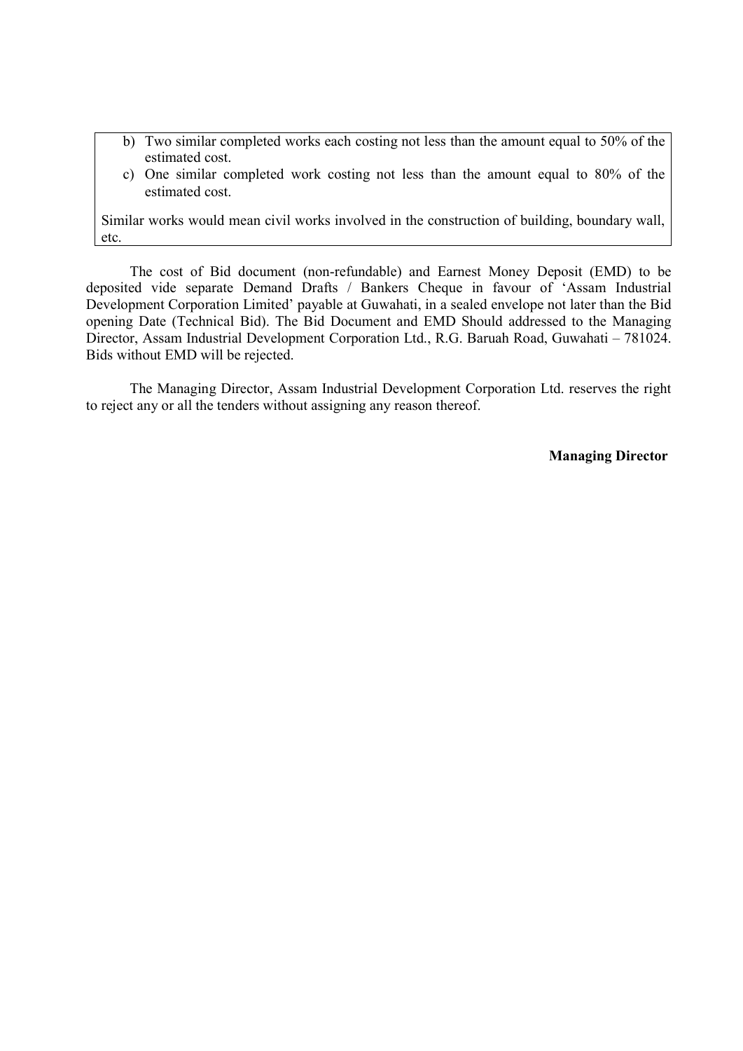b) Two similar completed works each costing not less than the amount equal to 50% of the estimated cost.

c) One similar completed work costing not less than the amount equal to 80% of the estimated cost.

Similar works would mean civil works involved in the construction of building, boundary wall, etc.

The cost of Bid document (non-refundable) and Earnest Money Deposit (EMD) to be deposited vide separate Demand Drafts / Bankers Cheque in favour of 'Assam Industrial Development Corporation Limited' payable at Guwahati, in a sealed envelope not later than the Bid opening Date (Technical Bid). The Bid Document and EMD Should addressed to the Managing Director, Assam Industrial Development Corporation Ltd., R.G. Baruah Road, Guwahati – 781024. Bids without EMD will be rejected.

The Managing Director, Assam Industrial Development Corporation Ltd. reserves the right to reject any or all the tenders without assigning any reason thereof.

**Managing Director**